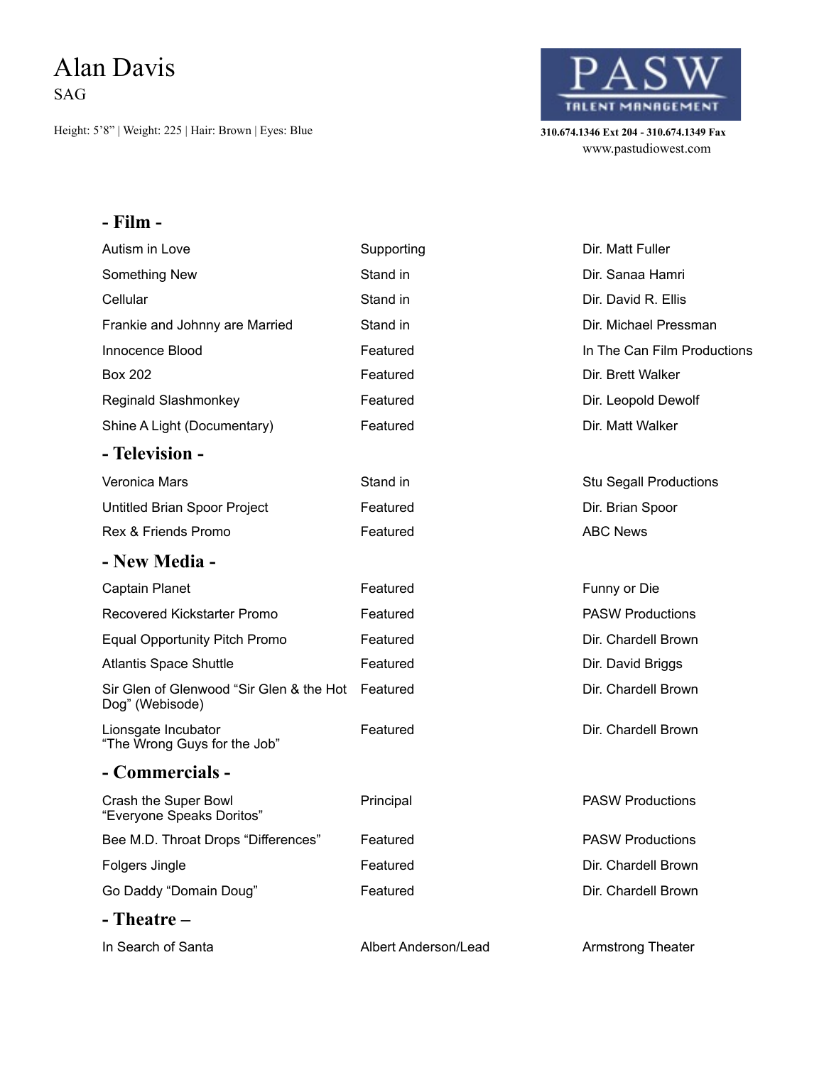# Alan Davis

SAG

Height: 5'8" | Weight: 225 | Hair: Brown | Eyes: Blue

PASW TALENT MANAGEMENT

310.674.1346 Ext 204 - 310.674.1349 Fax

www.pastudiowest.com

## - Film -

| | | |
|---|---|---|
| Autism in Love | Supporting | Dir. Matt Fuller |
| Something New | Stand in | Dir. Sanaa Hamri |
| Cellular | Stand in | Dir. David R. Ellis |
| Frankie and Johnny are Married | Stand in | Dir. Michael Pressman |
| Innocence Blood | Featured | In The Can Film Productions |
| Box 202 | Featured | Dir. Brett Walker |
| Reginald Slashmonkey | Featured | Dir. Leopold Dewolf |
| Shine A Light (Documentary) | Featured | Dir. Matt Walker |

## - Television -

| | | |
|---|---|---|
| Veronica Mars | Stand in | Stu Segall Productions |
| Untitled Brian Spoor Project | Featured | Dir. Brian Spoor |
| Rex & Friends Promo | Featured | ABC News |

## - New Media -

| | | |
|---|---|---|
| Captain Planet | Featured | Funny or Die |
| Recovered Kickstarter Promo | Featured | PASW Productions |
| Equal Opportunity Pitch Promo | Featured | Dir. Chardell Brown |
| Atlantis Space Shuttle | Featured | Dir. David Briggs |
| Sir Glen of Glenwood "Sir Glen & the Hot Dog" (Webisode) | Featured | Dir. Chardell Brown |
| Lionsgate Incubator "The Wrong Guys for the Job" | Featured | Dir. Chardell Brown |

## - Commercials -

| | | |
|---|---|---|
| Crash the Super Bowl "Everyone Speaks Doritos" | Principal | PASW Productions |
| Bee M.D. Throat Drops "Differences" | Featured | PASW Productions |
| Folgers Jingle | Featured | Dir. Chardell Brown |
| Go Daddy "Domain Doug" | Featured | Dir. Chardell Brown |

## - Theatre –

| | | |
|---|---|---|
| In Search of Santa | Albert Anderson/Lead | Armstrong Theater |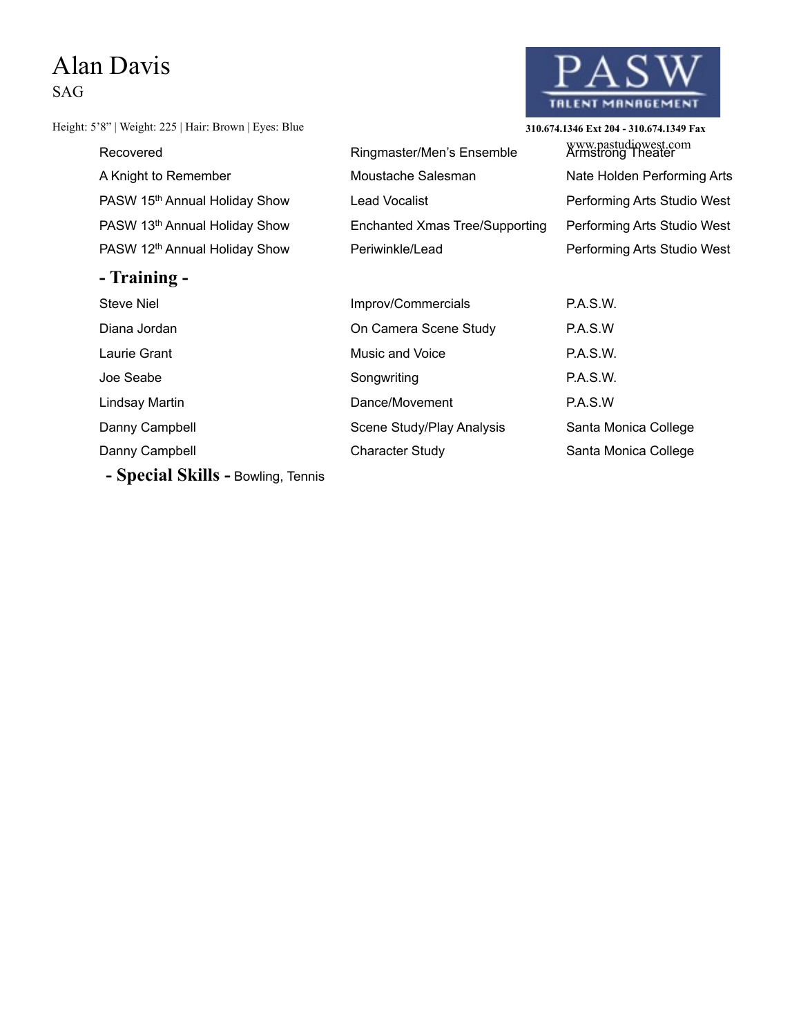# Alan Davis

SAG

Height: 5'8" | Weight: 225 | Hair: Brown | Eyes: Blue

PASW TALENT MANAGEMENT

310.674.1346 Ext 204 - 310.674.1349 Fax

www.pastudiowest.com

| | | |
|---|---|---|
| Recovered | Ringmaster/Men's Ensemble | Armstrong Theater |
| A Knight to Remember | Moustache Salesman | Nate Holden Performing Arts |
| PASW 15th Annual Holiday Show | Lead Vocalist | Performing Arts Studio West |
| PASW 13th Annual Holiday Show | Enchanted Xmas Tree/Supporting | Performing Arts Studio West |
| PASW 12th Annual Holiday Show | Periwinkle/Lead | Performing Arts Studio West |

## - Training -

| | | |
|---|---|---|
| Steve Niel | Improv/Commercials | P.A.S.W. |
| Diana Jordan | On Camera Scene Study | P.A.S.W |
| Laurie Grant | Music and Voice | P.A.S.W. |
| Joe Seabe | Songwriting | P.A.S.W. |
| Lindsay Martin | Dance/Movement | P.A.S.W |
| Danny Campbell | Scene Study/Play Analysis | Santa Monica College |
| Danny Campbell | Character Study | Santa Monica College |

**- Special Skills -** Bowling, Tennis